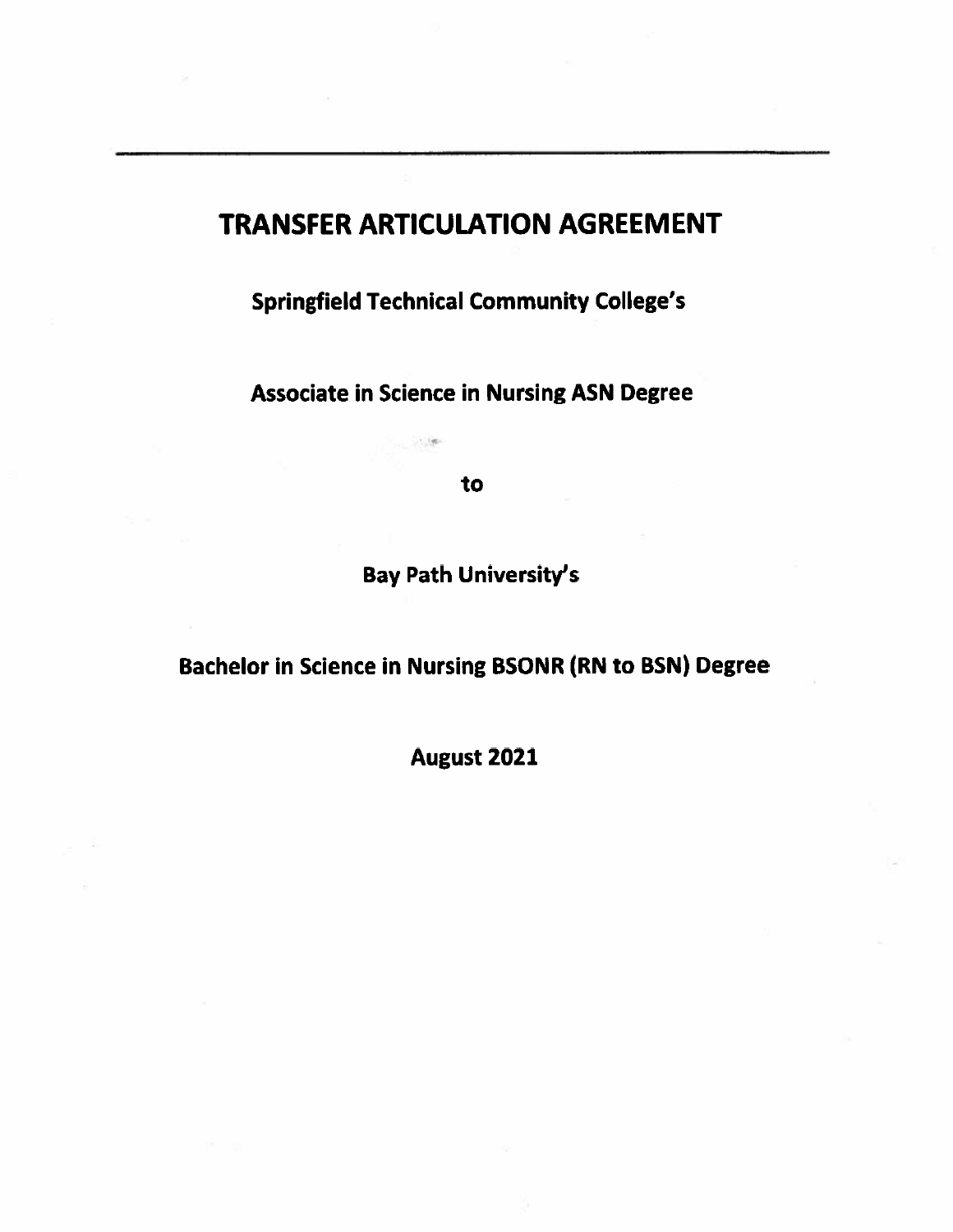# TRANSFER ARTICULATION AGREEMENT

**Springfield Technical Community College's**

**Associate in Science in Nursing ASN Degree**

**to**

**Bay Path University's**

**Bachelor in Science in Nursing BSONR (RN to BSN) Degree**

**August 2021**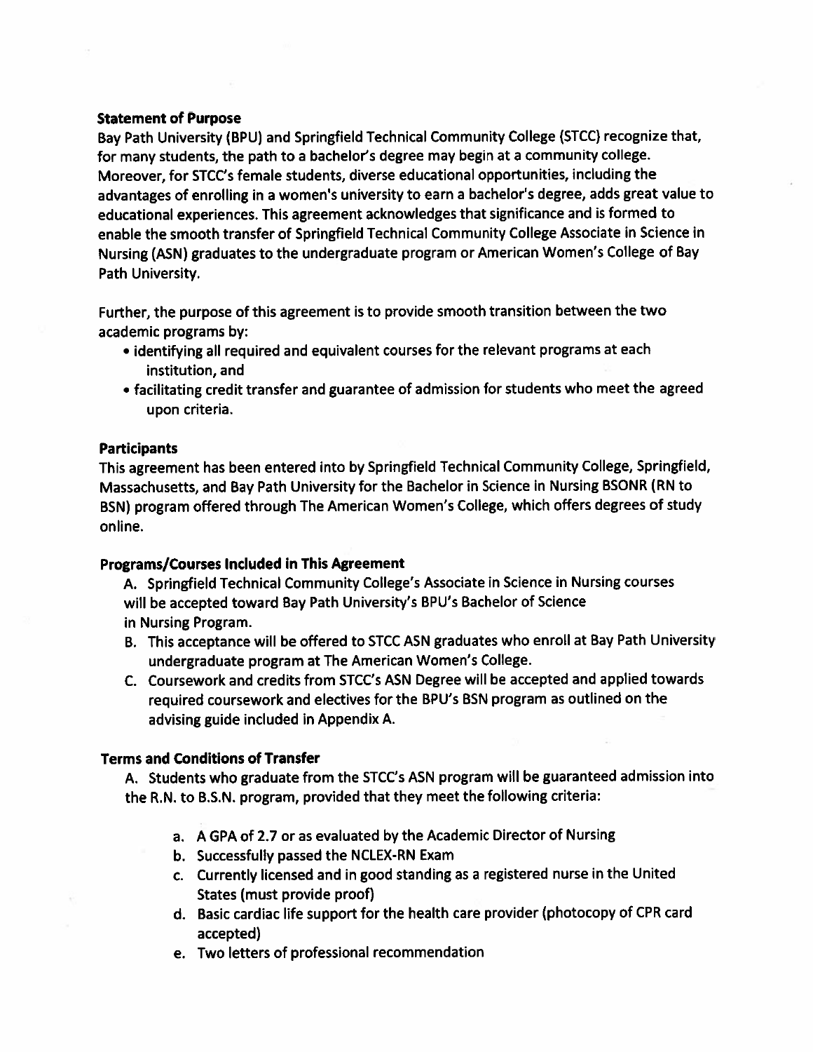## Statement of Purpose

Bay Path University (BPU) and Springfield Technical Community College (STCC) recognize that, for many students, the path to a bachelor's degree may begin at a community college. Moreover, for STCC's female students, diverse educational opportunities, including the advantages of enrolling in a women's university to earn a bachelor's degree, adds great value to educational experiences. This agreement acknowledges that significance and is formed to enable the smooth transfer of Springfield Technical Community College Associate in Science in Nursing (ASN) graduates to the undergraduate program or American Women's College of Bay Path University.

Further, the purpose of this agreement is to provide smooth transition between the two academic programs by:

- identifying all required and equivalent courses for the relevant programs at each institution, and
- facilitating credit transfer and guarantee of admission for students who meet the agreed upon criteria.

## Participants

This agreement has been entered into by Springfield Technical Community College, Springfield, Massachusetts, and Bay Path University for the Bachelor in Science in Nursing BSONR (RN to BSN) program offered through The American Women's College, which offers degrees of study online.

## Programs/Courses Included in This Agreement

A. Springfield Technical Community College's Associate in Science in Nursing courses will be accepted toward Bay Path University's BPU's Bachelor of Science in Nursing Program.

B. This acceptance will be offered to STCC ASN graduates who enroll at Bay Path University undergraduate program at The American Women's College.

C. Coursework and credits from STCC's ASN Degree will be accepted and applied towards required coursework and electives for the BPU's BSN program as outlined on the advising guide included in Appendix A.

## Terms and Conditions of Transfer

A. Students who graduate from the STCC's ASN program will be guaranteed admission into the R.N. to B.S.N. program, provided that they meet the following criteria:

   a. A GPA of 2.7 or as evaluated by the Academic Director of Nursing
   b. Successfully passed the NCLEX-RN Exam
   c. Currently licensed and in good standing as a registered nurse in the United States (must provide proof)
   d. Basic cardiac life support for the health care provider (photocopy of CPR card accepted)
   e. Two letters of professional recommendation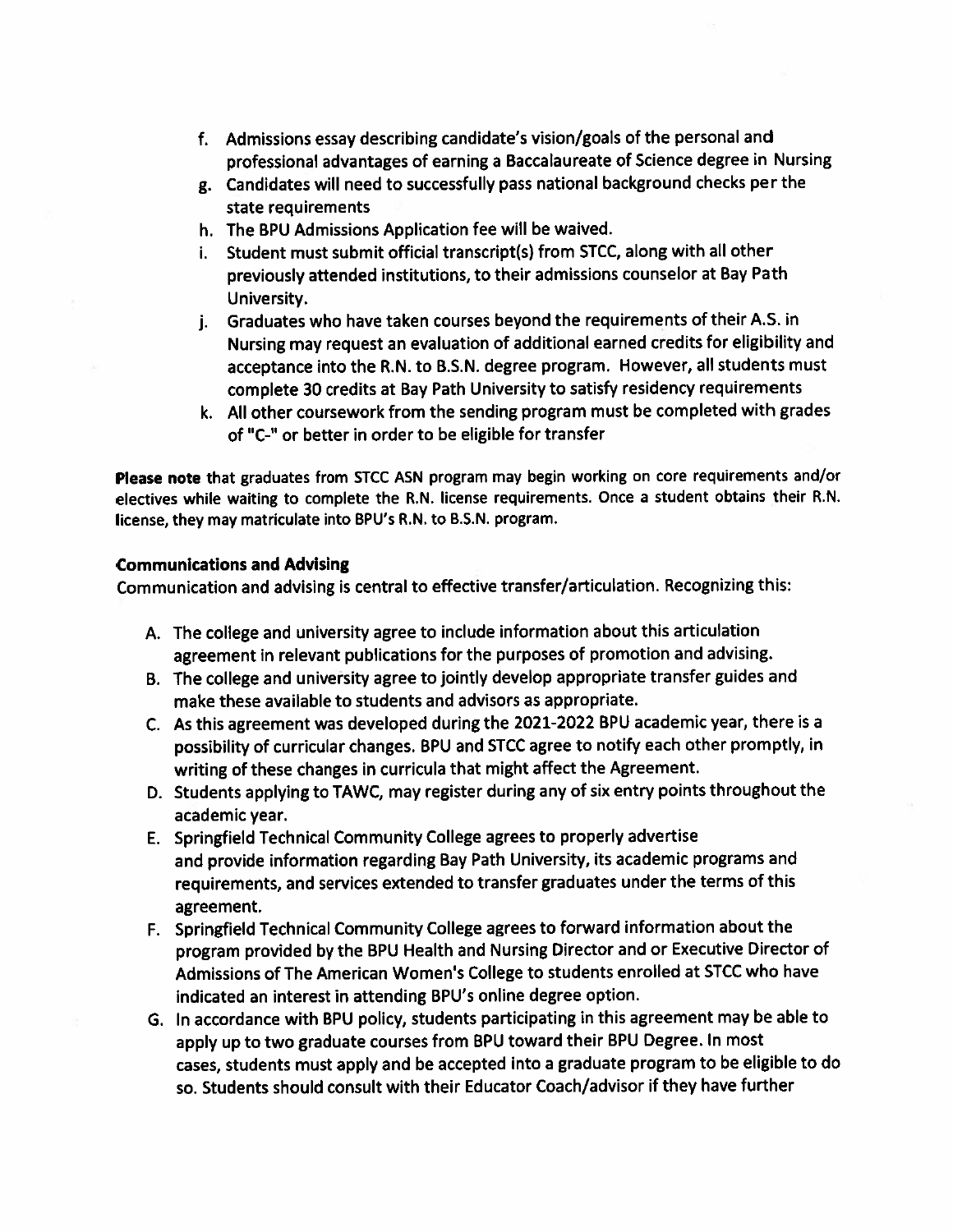f. Admissions essay describing candidate's vision/goals of the personal and professional advantages of earning a Baccalaureate of Science degree in Nursing
g. Candidates will need to successfully pass national background checks per the state requirements
h. The BPU Admissions Application fee will be waived.
i. Student must submit official transcript(s) from STCC, along with all other previously attended institutions, to their admissions counselor at Bay Path University.
j. Graduates who have taken courses beyond the requirements of their A.S. in Nursing may request an evaluation of additional earned credits for eligibility and acceptance into the R.N. to B.S.N. degree program. However, all students must complete 30 credits at Bay Path University to satisfy residency requirements
k. All other coursework from the sending program must be completed with grades of "C-" or better in order to be eligible for transfer

**Please note** that graduates from STCC ASN program may begin working on core requirements and/or electives while waiting to complete the R.N. license requirements. Once a student obtains their R.N. license, they may matriculate into BPU's R.N. to B.S.N. program.

**Communications and Advising**

Communication and advising is central to effective transfer/articulation. Recognizing this:

A. The college and university agree to include information about this articulation agreement in relevant publications for the purposes of promotion and advising.
B. The college and university agree to jointly develop appropriate transfer guides and make these available to students and advisors as appropriate.
C. As this agreement was developed during the 2021-2022 BPU academic year, there is a possibility of curricular changes. BPU and STCC agree to notify each other promptly, in writing of these changes in curricula that might affect the Agreement.
D. Students applying to TAWC, may register during any of six entry points throughout the academic year.
E. Springfield Technical Community College agrees to properly advertise and provide information regarding Bay Path University, its academic programs and requirements, and services extended to transfer graduates under the terms of this agreement.
F. Springfield Technical Community College agrees to forward information about the program provided by the BPU Health and Nursing Director and or Executive Director of Admissions of The American Women's College to students enrolled at STCC who have indicated an interest in attending BPU's online degree option.
G. In accordance with BPU policy, students participating in this agreement may be able to apply up to two graduate courses from BPU toward their BPU Degree. In most cases, students must apply and be accepted into a graduate program to be eligible to do so. Students should consult with their Educator Coach/advisor if they have further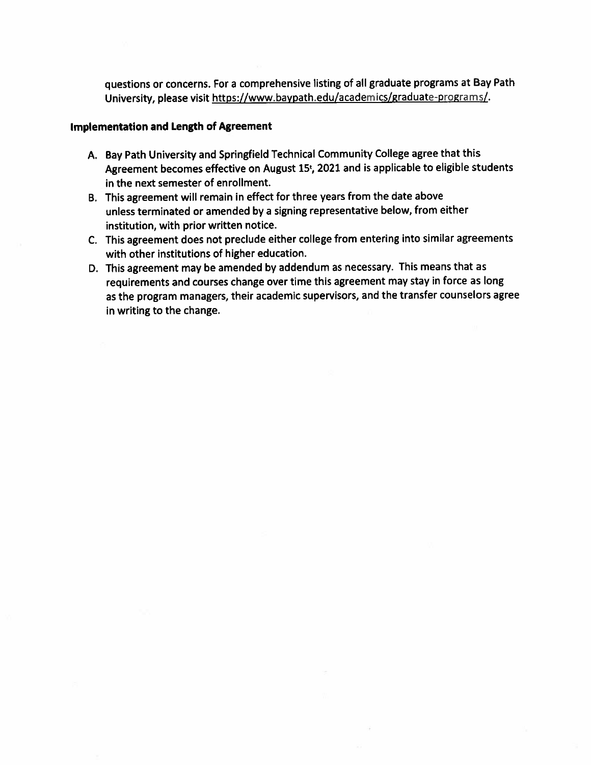questions or concerns. For a comprehensive listing of all graduate programs at Bay Path University, please visit https://www.baypath.edu/academics/graduate-programs/.

**Implementation and Length of Agreement**

A. Bay Path University and Springfield Technical Community College agree that this Agreement becomes effective on August 15t, 2021 and is applicable to eligible students in the next semester of enrollment.
B. This agreement will remain in effect for three years from the date above unless terminated or amended by a signing representative below, from either institution, with prior written notice.
C. This agreement does not preclude either college from entering into similar agreements with other institutions of higher education.
D. This agreement may be amended by addendum as necessary. This means that as requirements and courses change over time this agreement may stay in force as long as the program managers, their academic supervisors, and the transfer counselors agree in writing to the change.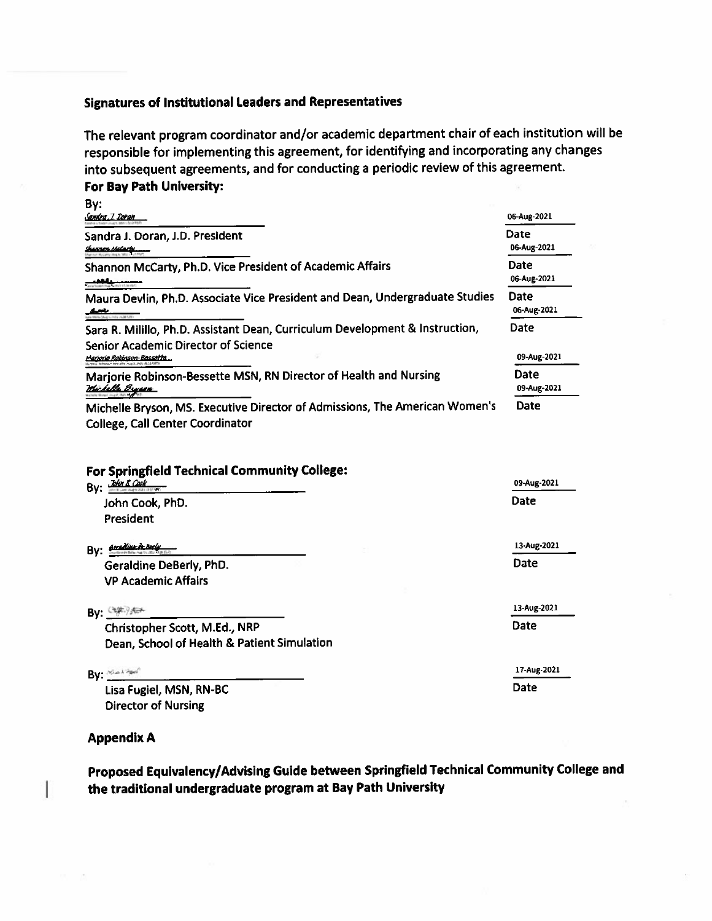### Signatures of Institutional Leaders and Representatives

The relevant program coordinator and/or academic department chair of each institution will be responsible for implementing this agreement, for identifying and incorporating any changes into subsequent agreements, and for conducting a periodic review of this agreement.

**For Bay Path University:**

By:

*Sandra J. Doran* — 06-Aug-2021

Sandra J. Doran, J.D. President — Date

*Shannon McCarty* — 06-Aug-2021

Shannon McCarty, Ph.D. Vice President of Academic Affairs — Date

06-Aug-2021

Maura Devlin, Ph.D. Associate Vice President and Dean, Undergraduate Studies — Date

06-Aug-2021

Sara R. Milillo, Ph.D. Assistant Dean, Curriculum Development & Instruction, Senior Academic Director of Science — Date

*Marjorie Robinson-Bessette* — 09-Aug-2021

Marjorie Robinson-Bessette MSN, RN Director of Health and Nursing — Date

*Michelle Bryson* — 09-Aug-2021

Michelle Bryson, MS. Executive Director of Admissions, The American Women's College, Call Center Coordinator — Date

**For Springfield Technical Community College:**

By: *John E Cook* — 09-Aug-2021

John Cook, PhD.
President — Date

By: *Geraldine De Berly* — 13-Aug-2021

Geraldine DeBerly, PhD.
VP Academic Affairs — Date

By: — 13-Aug-2021

Christopher Scott, M.Ed., NRP
Dean, School of Health & Patient Simulation — Date

By: — 17-Aug-2021

Lisa Fugiel, MSN, RN-BC
Director of Nursing — Date

### Appendix A

**Proposed Equivalency/Advising Guide between Springfield Technical Community College and the traditional undergraduate program at Bay Path University**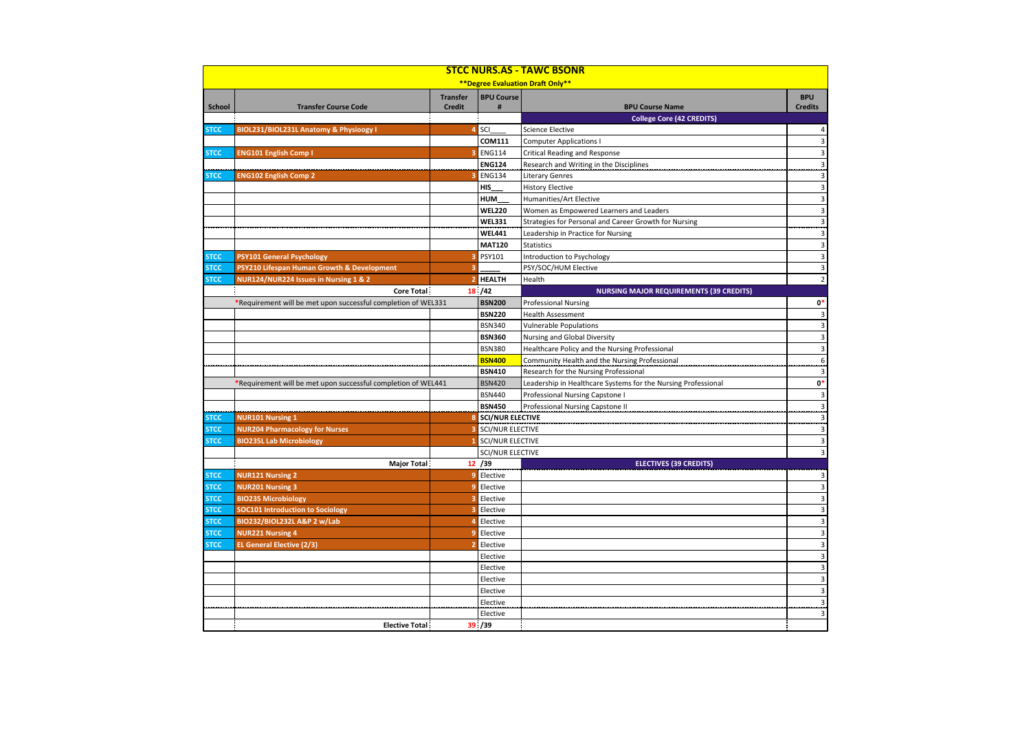# STCC NURS.AS - TAWC BSONR

**\*\*Degree Evaluation Draft Only\*\***

| School | Transfer Course Code | Transfer Credit | BPU Course # | BPU Course Name | BPU Credits |
|---|---|---|---|---|---|
| | | | | **College Core (42 CREDITS)** | |
| STCC | BIOL231/BIOL231L Anatomy & Physioogy I | 4 | SCI____ | Science Elective | 4 |
| | | | **COM111** | Computer Applications I | 3 |
| STCC | ENG101 English Comp I | 3 | ENG114 | Critical Reading and Response | 3 |
| | | | **ENG124** | Research and Writing in the Disciplines | 3 |
| STCC | ENG102 English Comp 2 | 3 | ENG134 | Literary Genres | 3 |
| | | | **HIS___** | History Elective | 3 |
| | | | **HUM___** | Humanities/Art Elective | 3 |
| | | | **WEL220** | Women as Empowered Learners and Leaders | 3 |
| | | | **WEL331** | Strategies for Personal and Career Growth for Nursing | 3 |
| | | | **WEL441** | Leadership in Practice for Nursing | 3 |
| | | | **MAT120** | Statistics | 3 |
| STCC | PSY101 General Psychology | 3 | PSY101 | Introduction to Psychology | 3 |
| STCC | PSY210 Lifespan Human Growth & Development | 3 | _____ | PSY/SOC/HUM Elective | 3 |
| STCC | NUR124/NUR224 Issues in Nursing 1 & 2 | 2 | **HEALTH** | Health | 2 |
| | **Core Total** | 18 | **/42** | **NURSING MAJOR REQUIREMENTS (39 CREDITS)** | |
| | *Requirement will be met upon successful completion of WEL331 | | **BSN200** | Professional Nursing | **0***|
| | | | **BSN220** | Health Assessment | 3 |
| | | | BSN340 | Vulnerable Populations | 3 |
| | | | **BSN360** | Nursing and Global Diversity | 3 |
| | | | BSN380 | Healthcare Policy and the Nursing Professional | 3 |
| | | | **BSN400** | Community Health and the Nursing Professional | 6 |
| | | | **BSN410** | Research for the Nursing Professional | 3 |
| | *Requirement will be met upon successful completion of WEL441 | | BSN420 | Leadership in Healthcare Systems for the Nursing Professional | **0*** |
| | | | BSN440 | Professional Nursing Capstone I | 3 |
| | | | **BSN450** | Professional Nursing Capstone II | 3 |
| STCC | NUR101 Nursing 1 | 8 | **SCI/NUR ELECTIVE** | | 3 |
| STCC | NUR204 Pharmacology for Nurses | 3 | SCI/NUR ELECTIVE | | 3 |
| STCC | BIO235L Lab Microbiology | 1 | SCI/NUR ELECTIVE | | 3 |
| | | | SCI/NUR ELECTIVE | | 3 |
| | **Major Total** | 12 | **/39** | **ELECTIVES (39 CREDITS)** | |
| STCC | NUR121 Nursing 2 | 9 | Elective | | 3 |
| STCC | NUR201 Nursing 3 | 9 | Elective | | 3 |
| STCC | BIO235 Microbiology | 3 | Elective | | 3 |
| STCC | SOC101 Introduction to Sociology | 3 | Elective | | 3 |
| STCC | BIO232/BIOL232L A&P 2 w/Lab | 4 | Elective | | 3 |
| STCC | NUR221 Nursing 4 | 9 | Elective | | 3 |
| STCC | EL General Elective (2/3) | 2 | Elective | | 3 |
| | | | Elective | | 3 |
| | | | Elective | | 3 |
| | | | Elective | | 3 |
| | | | Elective | | 3 |
| | | | Elective | | 3 |
| | | | Elective | | 3 |
| | **Elective Total** | 39 | **/39** | | |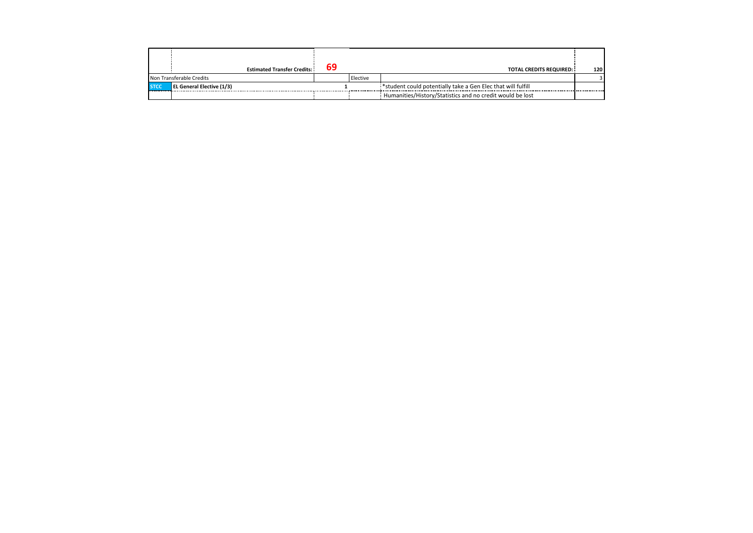| | | | | | |
|---|---|---|---|---|---|
| | Estimated Transfer Credits: | 69 | | TOTAL CREDITS REQUIRED: | 120 |
| Non Transferable Credits | | | Elective | | 3 |
| STCC | EL General Elective (1/3) | 1 | | *student could potentially take a Gen Elec that will fulfill | |
| | | | | Humanities/History/Statistics and no credit would be lost | |